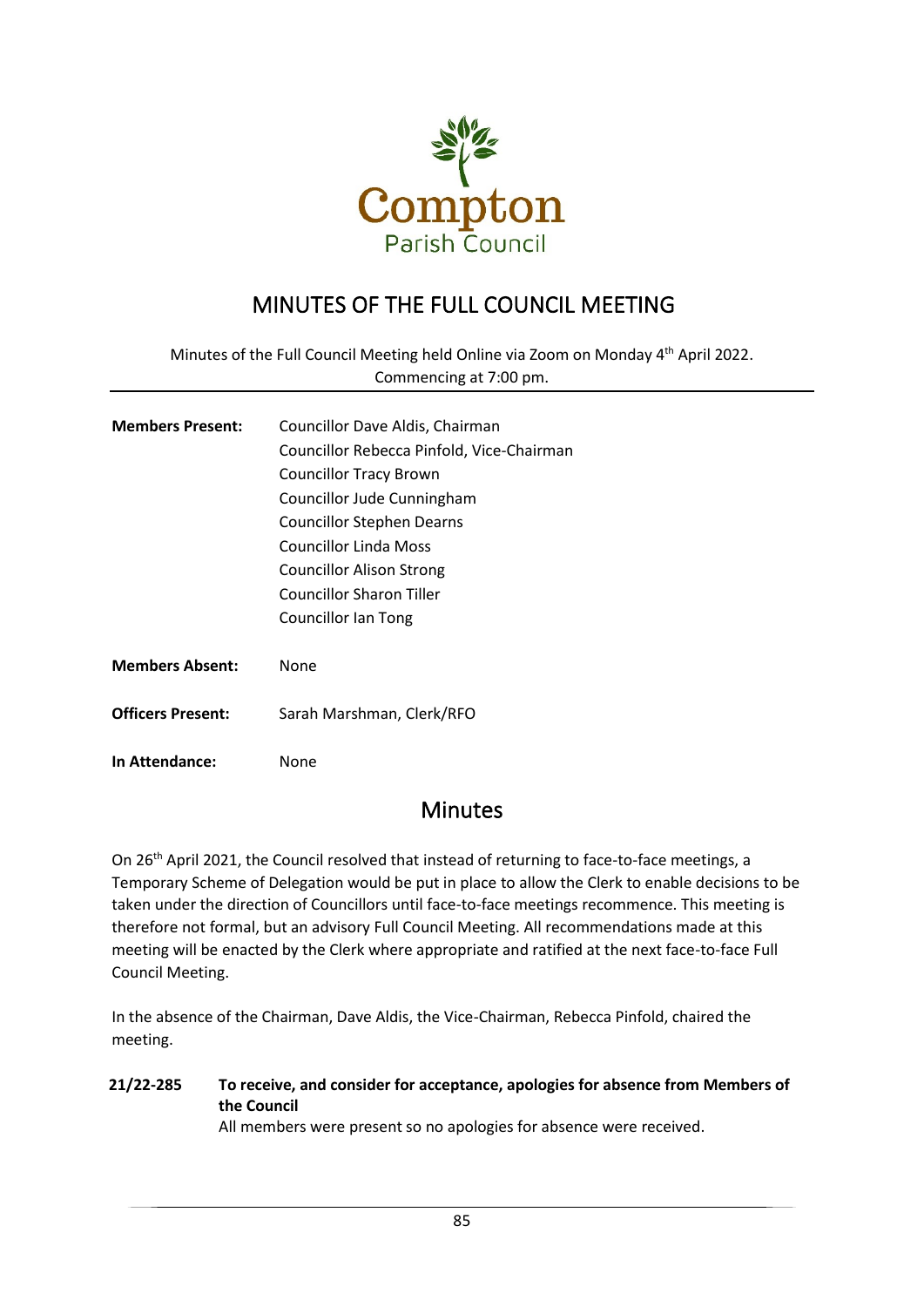Compton
Parish Council

# MINUTES OF THE FULL COUNCIL MEETING

Minutes of the Full Council Meeting held Online via Zoom on Monday 4th April 2022. Commencing at 7:00 pm.

---

**Members Present:** Councillor Dave Aldis, Chairman
Councillor Rebecca Pinfold, Vice-Chairman
Councillor Tracy Brown
Councillor Jude Cunningham
Councillor Stephen Dearns
Councillor Linda Moss
Councillor Alison Strong
Councillor Sharon Tiller
Councillor Ian Tong

**Members Absent:** None

**Officers Present:** Sarah Marshman, Clerk/RFO

**In Attendance:** None

## Minutes

On 26th April 2021, the Council resolved that instead of returning to face-to-face meetings, a Temporary Scheme of Delegation would be put in place to allow the Clerk to enable decisions to be taken under the direction of Councillors until face-to-face meetings recommence. This meeting is therefore not formal, but an advisory Full Council Meeting. All recommendations made at this meeting will be enacted by the Clerk where appropriate and ratified at the next face-to-face Full Council Meeting.

In the absence of the Chairman, Dave Aldis, the Vice-Chairman, Rebecca Pinfold, chaired the meeting.

**21/22-285 To receive, and consider for acceptance, apologies for absence from Members of the Council**

All members were present so no apologies for absence were received.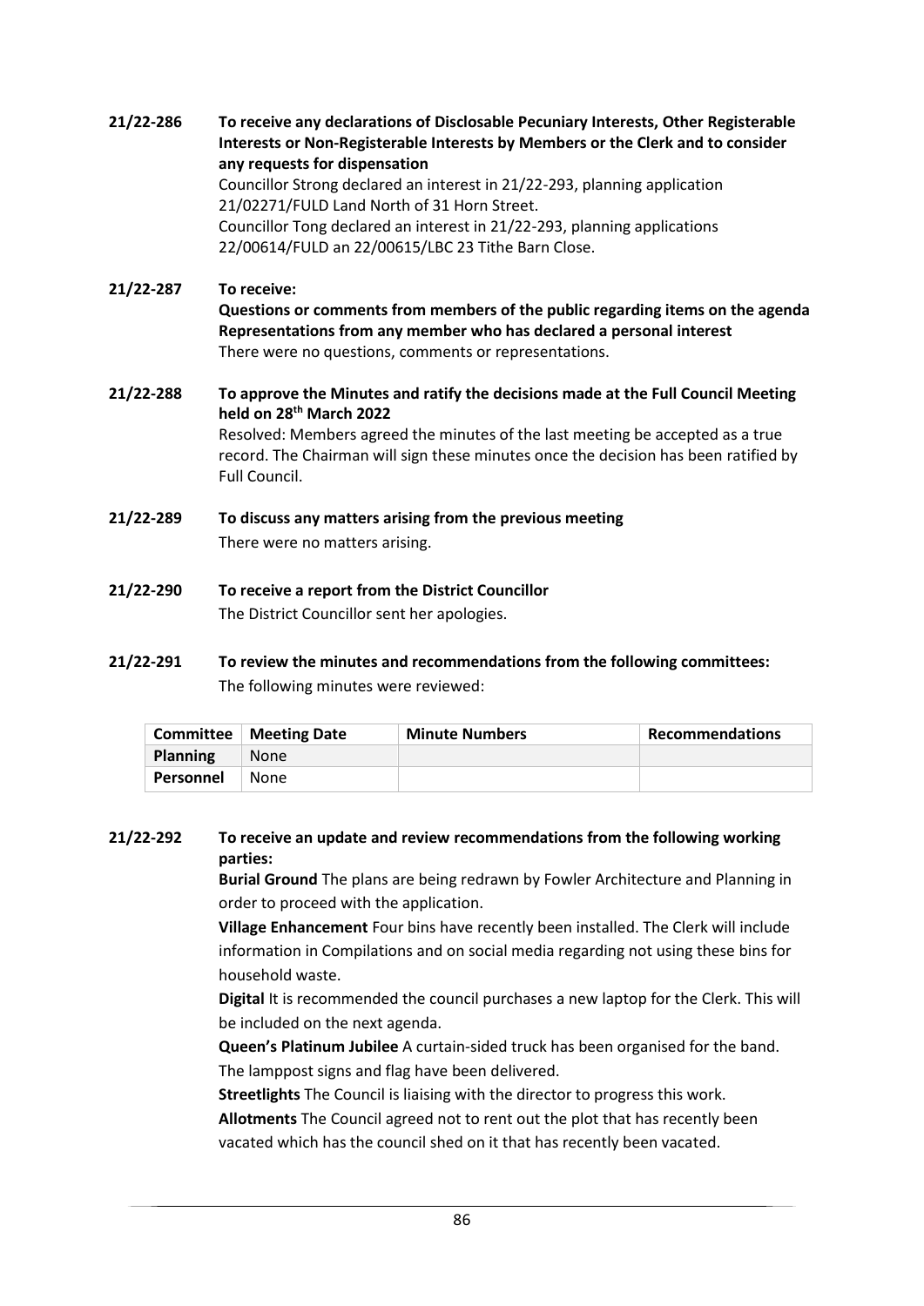**21/22-286 To receive any declarations of Disclosable Pecuniary Interests, Other Registerable Interests or Non-Registerable Interests by Members or the Clerk and to consider any requests for dispensation**

Councillor Strong declared an interest in 21/22-293, planning application 21/02271/FULD Land North of 31 Horn Street.
Councillor Tong declared an interest in 21/22-293, planning applications 22/00614/FULD an 22/00615/LBC 23 Tithe Barn Close.

**21/22-287 To receive:**
**Questions or comments from members of the public regarding items on the agenda**
**Representations from any member who has declared a personal interest**

There were no questions, comments or representations.

**21/22-288 To approve the Minutes and ratify the decisions made at the Full Council Meeting held on 28th March 2022**

Resolved: Members agreed the minutes of the last meeting be accepted as a true record. The Chairman will sign these minutes once the decision has been ratified by Full Council.

**21/22-289 To discuss any matters arising from the previous meeting**

There were no matters arising.

**21/22-290 To receive a report from the District Councillor**

The District Councillor sent her apologies.

**21/22-291 To review the minutes and recommendations from the following committees:**

The following minutes were reviewed:

| Committee | Meeting Date | Minute Numbers | Recommendations |
|---|---|---|---|
| **Planning** | None | | |
| **Personnel** | None | | |

**21/22-292 To receive an update and review recommendations from the following working parties:**

**Burial Ground** The plans are being redrawn by Fowler Architecture and Planning in order to proceed with the application.

**Village Enhancement** Four bins have recently been installed. The Clerk will include information in Compilations and on social media regarding not using these bins for household waste.

**Digital** It is recommended the council purchases a new laptop for the Clerk. This will be included on the next agenda.

**Queen's Platinum Jubilee** A curtain-sided truck has been organised for the band. The lamppost signs and flag have been delivered.

**Streetlights** The Council is liaising with the director to progress this work.

**Allotments** The Council agreed not to rent out the plot that has recently been vacated which has the council shed on it that has recently been vacated.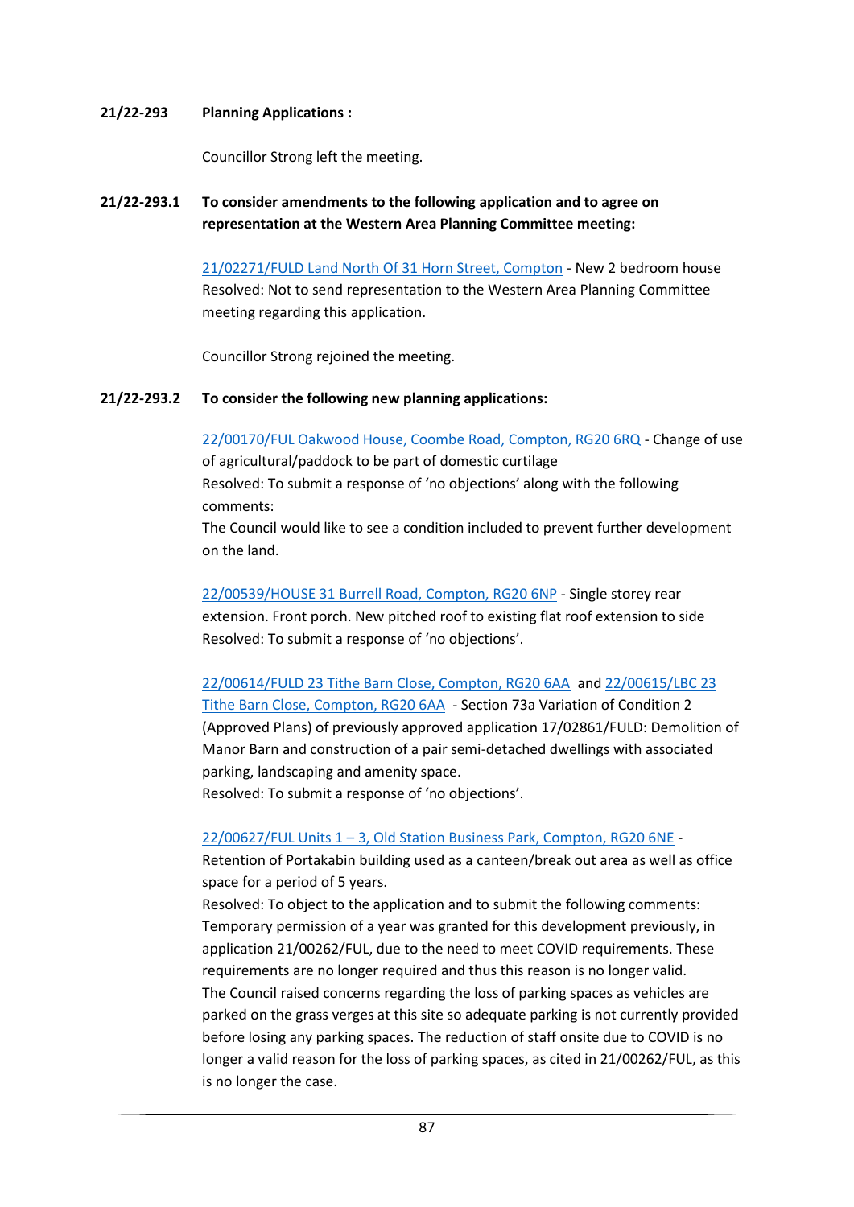**21/22-293 Planning Applications :**

Councillor Strong left the meeting.

**21/22-293.1 To consider amendments to the following application and to agree on representation at the Western Area Planning Committee meeting:**

21/02271/FULD Land North Of 31 Horn Street, Compton - New 2 bedroom house
Resolved: Not to send representation to the Western Area Planning Committee meeting regarding this application.

Councillor Strong rejoined the meeting.

**21/22-293.2 To consider the following new planning applications:**

22/00170/FUL Oakwood House, Coombe Road, Compton, RG20 6RQ - Change of use of agricultural/paddock to be part of domestic curtilage
Resolved: To submit a response of 'no objections' along with the following comments:
The Council would like to see a condition included to prevent further development on the land.

22/00539/HOUSE 31 Burrell Road, Compton, RG20 6NP - Single storey rear extension. Front porch. New pitched roof to existing flat roof extension to side
Resolved: To submit a response of 'no objections'.

22/00614/FULD 23 Tithe Barn Close, Compton, RG20 6AA and 22/00615/LBC 23 Tithe Barn Close, Compton, RG20 6AA - Section 73a Variation of Condition 2 (Approved Plans) of previously approved application 17/02861/FULD: Demolition of Manor Barn and construction of a pair semi-detached dwellings with associated parking, landscaping and amenity space.
Resolved: To submit a response of 'no objections'.

22/00627/FUL Units 1 – 3, Old Station Business Park, Compton, RG20 6NE - Retention of Portakabin building used as a canteen/break out area as well as office space for a period of 5 years.
Resolved: To object to the application and to submit the following comments:
Temporary permission of a year was granted for this development previously, in application 21/00262/FUL, due to the need to meet COVID requirements. These requirements are no longer required and thus this reason is no longer valid.
The Council raised concerns regarding the loss of parking spaces as vehicles are parked on the grass verges at this site so adequate parking is not currently provided before losing any parking spaces. The reduction of staff onsite due to COVID is no longer a valid reason for the loss of parking spaces, as cited in 21/00262/FUL, as this is no longer the case.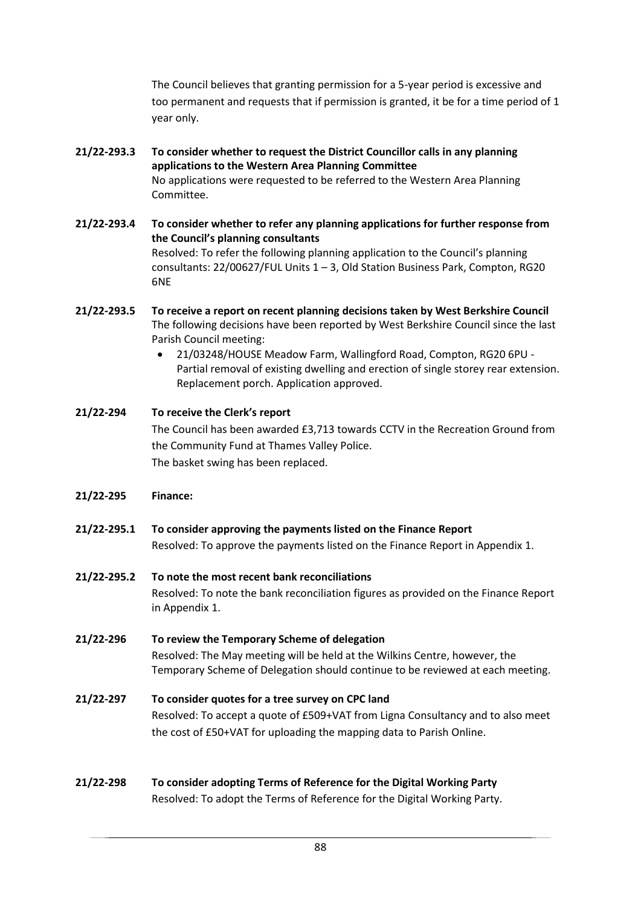The Council believes that granting permission for a 5-year period is excessive and too permanent and requests that if permission is granted, it be for a time period of 1 year only.

**21/22-293.3 To consider whether to request the District Councillor calls in any planning applications to the Western Area Planning Committee**

No applications were requested to be referred to the Western Area Planning Committee.

**21/22-293.4 To consider whether to refer any planning applications for further response from the Council's planning consultants**

Resolved: To refer the following planning application to the Council's planning consultants: 22/00627/FUL Units 1 – 3, Old Station Business Park, Compton, RG20 6NE

**21/22-293.5 To receive a report on recent planning decisions taken by West Berkshire Council**

The following decisions have been reported by West Berkshire Council since the last Parish Council meeting:

- 21/03248/HOUSE Meadow Farm, Wallingford Road, Compton, RG20 6PU - Partial removal of existing dwelling and erection of single storey rear extension. Replacement porch. Application approved.

**21/22-294 To receive the Clerk's report**

The Council has been awarded £3,713 towards CCTV in the Recreation Ground from the Community Fund at Thames Valley Police.

The basket swing has been replaced.

**21/22-295 Finance:**

**21/22-295.1 To consider approving the payments listed on the Finance Report**

Resolved: To approve the payments listed on the Finance Report in Appendix 1.

**21/22-295.2 To note the most recent bank reconciliations**

Resolved: To note the bank reconciliation figures as provided on the Finance Report in Appendix 1.

**21/22-296 To review the Temporary Scheme of delegation**

Resolved: The May meeting will be held at the Wilkins Centre, however, the Temporary Scheme of Delegation should continue to be reviewed at each meeting.

**21/22-297 To consider quotes for a tree survey on CPC land**

Resolved: To accept a quote of £509+VAT from Ligna Consultancy and to also meet the cost of £50+VAT for uploading the mapping data to Parish Online.

**21/22-298 To consider adopting Terms of Reference for the Digital Working Party**

Resolved: To adopt the Terms of Reference for the Digital Working Party.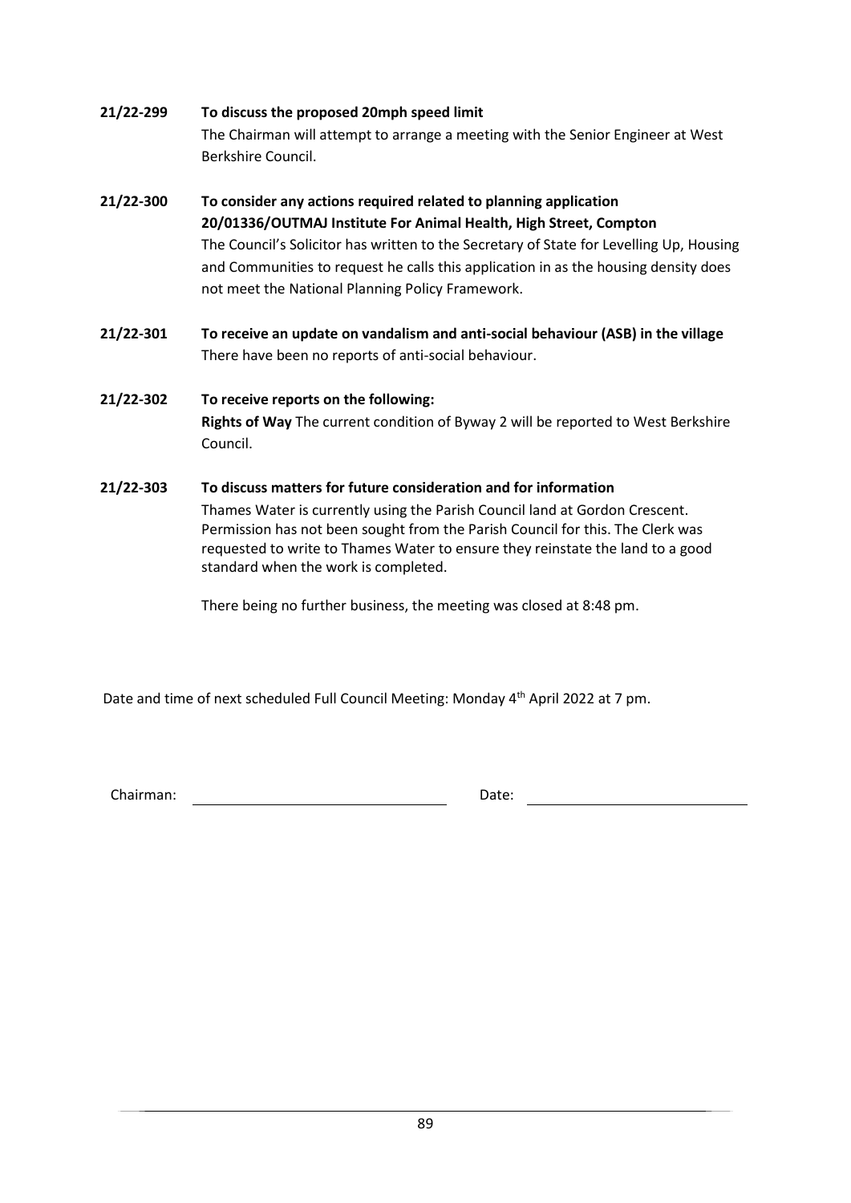**21/22-299 To discuss the proposed 20mph speed limit**

The Chairman will attempt to arrange a meeting with the Senior Engineer at West Berkshire Council.

**21/22-300 To consider any actions required related to planning application 20/01336/OUTMAJ Institute For Animal Health, High Street, Compton**

The Council's Solicitor has written to the Secretary of State for Levelling Up, Housing and Communities to request he calls this application in as the housing density does not meet the National Planning Policy Framework.

**21/22-301 To receive an update on vandalism and anti-social behaviour (ASB) in the village**

There have been no reports of anti-social behaviour.

**21/22-302 To receive reports on the following:**

**Rights of Way** The current condition of Byway 2 will be reported to West Berkshire Council.

**21/22-303 To discuss matters for future consideration and for information**

Thames Water is currently using the Parish Council land at Gordon Crescent. Permission has not been sought from the Parish Council for this. The Clerk was requested to write to Thames Water to ensure they reinstate the land to a good standard when the work is completed.

There being no further business, the meeting was closed at 8:48 pm.

Date and time of next scheduled Full Council Meeting: Monday 4th April 2022 at 7 pm.

Chairman: ______________________________ Date: ______________________________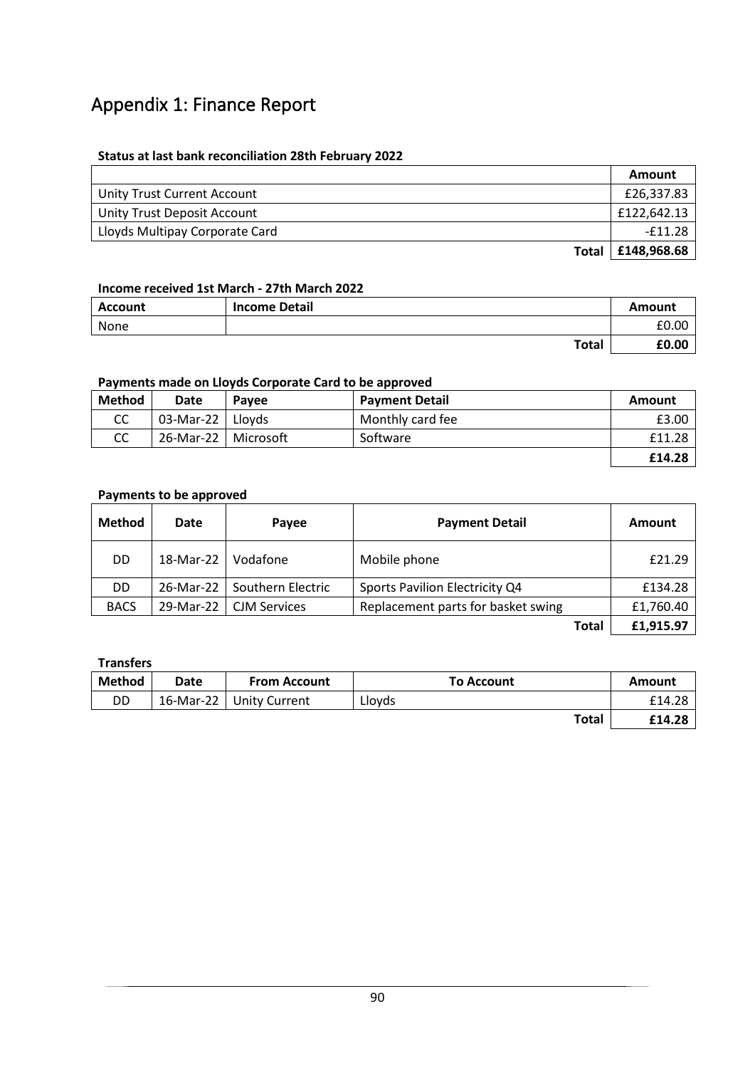# Appendix 1: Finance Report

**Status at last bank reconciliation 28th February 2022**

| | Amount |
|---|---|
| Unity Trust Current Account | £26,337.83 |
| Unity Trust Deposit Account | £122,642.13 |
| Lloyds Multipay Corporate Card | -£11.28 |
| **Total** | **£148,968.68** |

**Income received 1st March - 27th March 2022**

| Account | Income Detail | Amount |
|---|---|---|
| None | | £0.00 |
| | **Total** | **£0.00** |

**Payments made on Lloyds Corporate Card to be approved**

| Method | Date | Payee | Payment Detail | Amount |
|---|---|---|---|---|
| CC | 03-Mar-22 | Lloyds | Monthly card fee | £3.00 |
| CC | 26-Mar-22 | Microsoft | Software | £11.28 |
| | | | | **£14.28** |

**Payments to be approved**

| Method | Date | Payee | Payment Detail | Amount |
|---|---|---|---|---|
| DD | 18-Mar-22 | Vodafone | Mobile phone | £21.29 |
| DD | 26-Mar-22 | Southern Electric | Sports Pavilion Electricity Q4 | £134.28 |
| BACS | 29-Mar-22 | CJM Services | Replacement parts for basket swing | £1,760.40 |
| | | | **Total** | **£1,915.97** |

**Transfers**

| Method | Date | From Account | To Account | Amount |
|---|---|---|---|---|
| DD | 16-Mar-22 | Unity Current | Lloyds | £14.28 |
| | | | **Total** | **£14.28** |